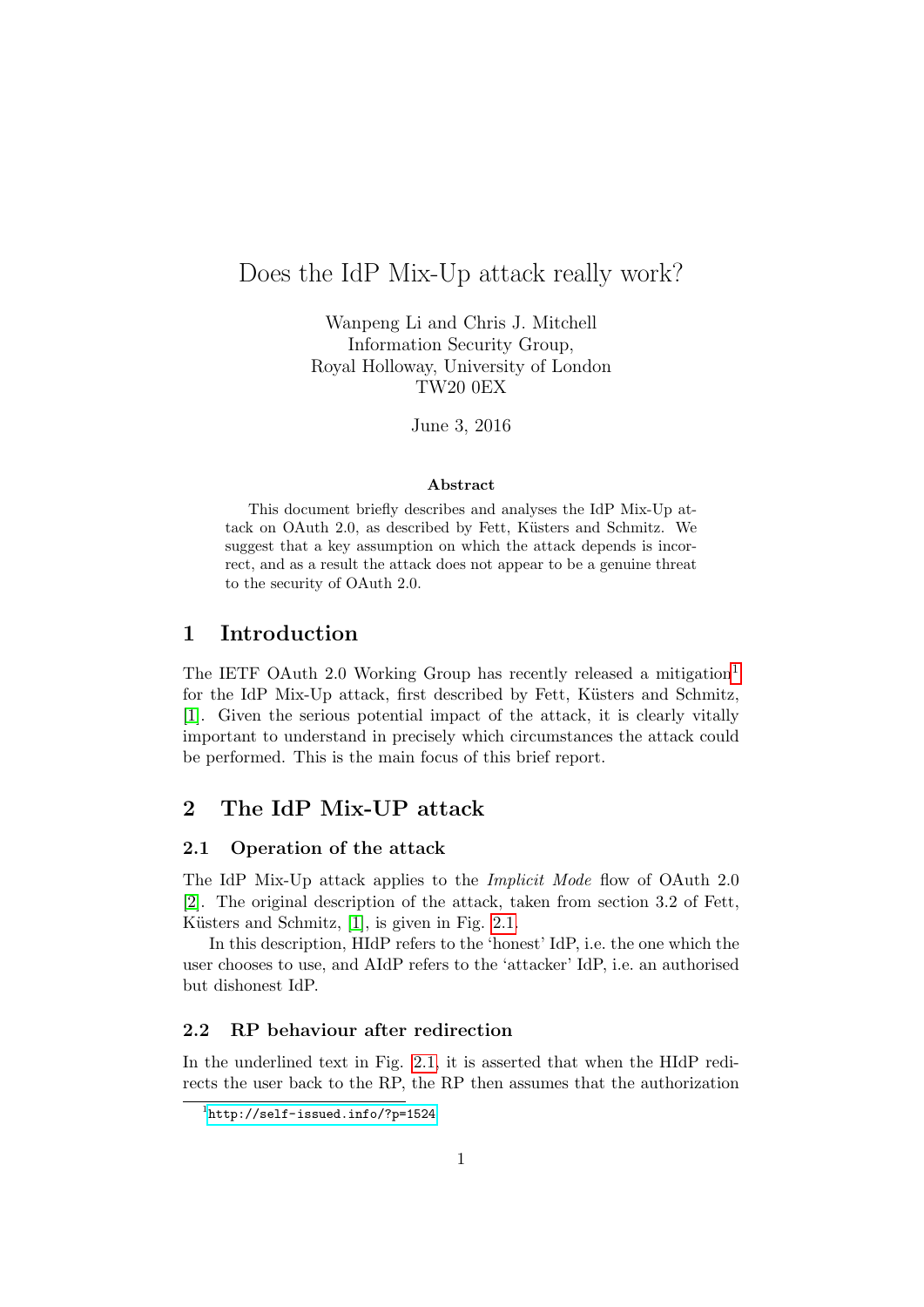# Does the IdP Mix-Up attack really work?

Wanpeng Li and Chris J. Mitchell
Information Security Group,
Royal Holloway, University of London
TW20 0EX

June 3, 2016

**Abstract**

This document briefly describes and analyses the IdP Mix-Up attack on OAuth 2.0, as described by Fett, Küsters and Schmitz. We suggest that a key assumption on which the attack depends is incorrect, and as a result the attack does not appear to be a genuine threat to the security of OAuth 2.0.

## 1 Introduction

The IETF OAuth 2.0 Working Group has recently released a mitigation[1] for the IdP Mix-Up attack, first described by Fett, Küsters and Schmitz, [1]. Given the serious potential impact of the attack, it is clearly vitally important to understand in precisely which circumstances the attack could be performed. This is the main focus of this brief report.

## 2 The IdP Mix-UP attack

### 2.1 Operation of the attack

The IdP Mix-Up attack applies to the *Implicit Mode* flow of OAuth 2.0 [2]. The original description of the attack, taken from section 3.2 of Fett, Küsters and Schmitz, [1], is given in Fig. 2.1.

In this description, HIdP refers to the 'honest' IdP, i.e. the one which the user chooses to use, and AIdP refers to the 'attacker' IdP, i.e. an authorised but dishonest IdP.

### 2.2 RP behaviour after redirection

In the underlined text in Fig. 2.1, it is asserted that when the HIdP redirects the user back to the RP, the RP then assumes that the authorization

[1] http://self-issued.info/?p=1524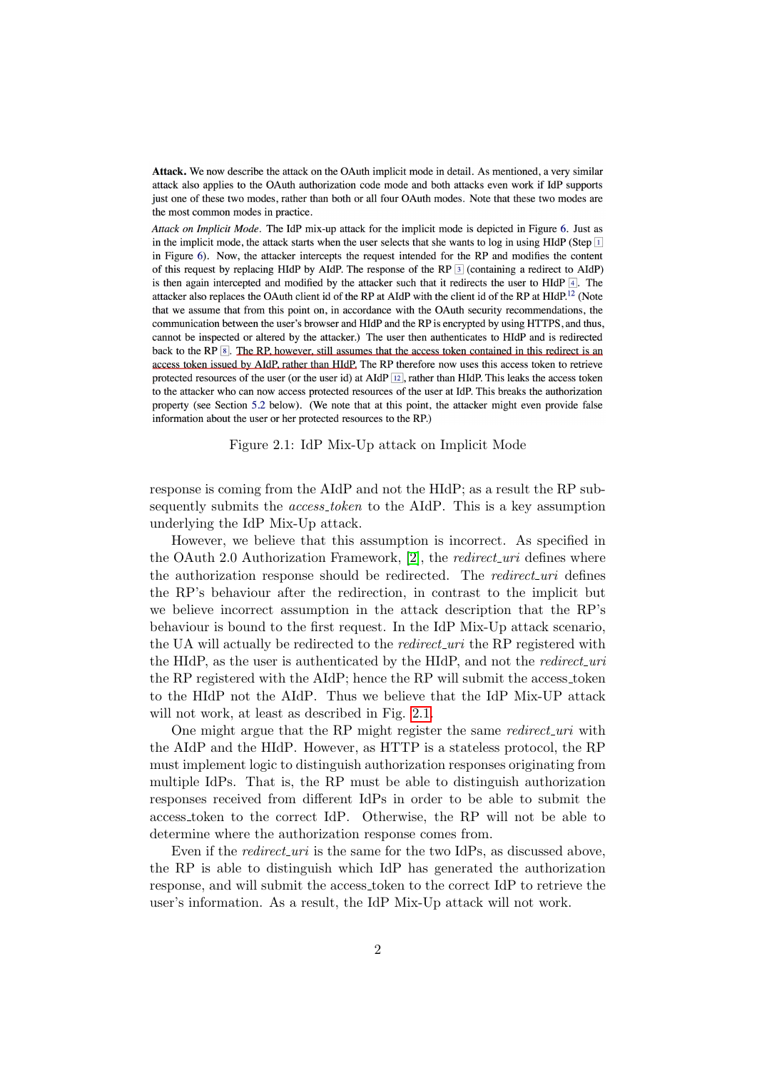**Attack.** We now describe the attack on the OAuth implicit mode in detail. As mentioned, a very similar attack also applies to the OAuth authorization code mode and both attacks even work if IdP supports just one of these two modes, rather than both or all four OAuth modes. Note that these two modes are the most common modes in practice.

*Attack on Implicit Mode.* The IdP mix-up attack for the implicit mode is depicted in Figure 6. Just as in the implicit mode, the attack starts when the user selects that she wants to log in using HIdP (Step 1 in Figure 6). Now, the attacker intercepts the request intended for the RP and modifies the content of this request by replacing HIdP by AIdP. The response of the RP 3 (containing a redirect to AIdP) is then again intercepted and modified by the attacker such that it redirects the user to HIdP 4. The attacker also replaces the OAuth client id of the RP at AIdP with the client id of the RP at HIdP.[12] (Note that we assume that from this point on, in accordance with the OAuth security recommendations, the communication between the user's browser and HIdP and the RP is encrypted by using HTTPS, and thus, cannot be inspected or altered by the attacker.) The user then authenticates to HIdP and is redirected back to the RP 8. The RP, however, still assumes that the access token contained in this redirect is an access token issued by AIdP, rather than HIdP. The RP therefore now uses this access token to retrieve protected resources of the user (or the user id) at AIdP 12, rather than HIdP. This leaks the access token to the attacker who can now access protected resources of the user at IdP. This breaks the authorization property (see Section 5.2 below). (We note that at this point, the attacker might even provide false information about the user or her protected resources to the RP.)

Figure 2.1: IdP Mix-Up attack on Implicit Mode

response is coming from the AIdP and not the HIdP; as a result the RP subsequently submits the *access_token* to the AIdP. This is a key assumption underlying the IdP Mix-Up attack.

However, we believe that this assumption is incorrect. As specified in the OAuth 2.0 Authorization Framework, [2], the *redirect_uri* defines where the authorization response should be redirected. The *redirect_uri* defines the RP's behaviour after the redirection, in contrast to the implicit but we believe incorrect assumption in the attack description that the RP's behaviour is bound to the first request. In the IdP Mix-Up attack scenario, the UA will actually be redirected to the *redirect_uri* the RP registered with the HIdP, as the user is authenticated by the HIdP, and not the *redirect_uri* the RP registered with the AIdP; hence the RP will submit the access_token to the HIdP not the AIdP. Thus we believe that the IdP Mix-UP attack will not work, at least as described in Fig. 2.1.

One might argue that the RP might register the same *redirect_uri* with the AIdP and the HIdP. However, as HTTP is a stateless protocol, the RP must implement logic to distinguish authorization responses originating from multiple IdPs. That is, the RP must be able to distinguish authorization responses received from different IdPs in order to be able to submit the access_token to the correct IdP. Otherwise, the RP will not be able to determine where the authorization response comes from.

Even if the *redirect_uri* is the same for the two IdPs, as discussed above, the RP is able to distinguish which IdP has generated the authorization response, and will submit the access_token to the correct IdP to retrieve the user's information. As a result, the IdP Mix-Up attack will not work.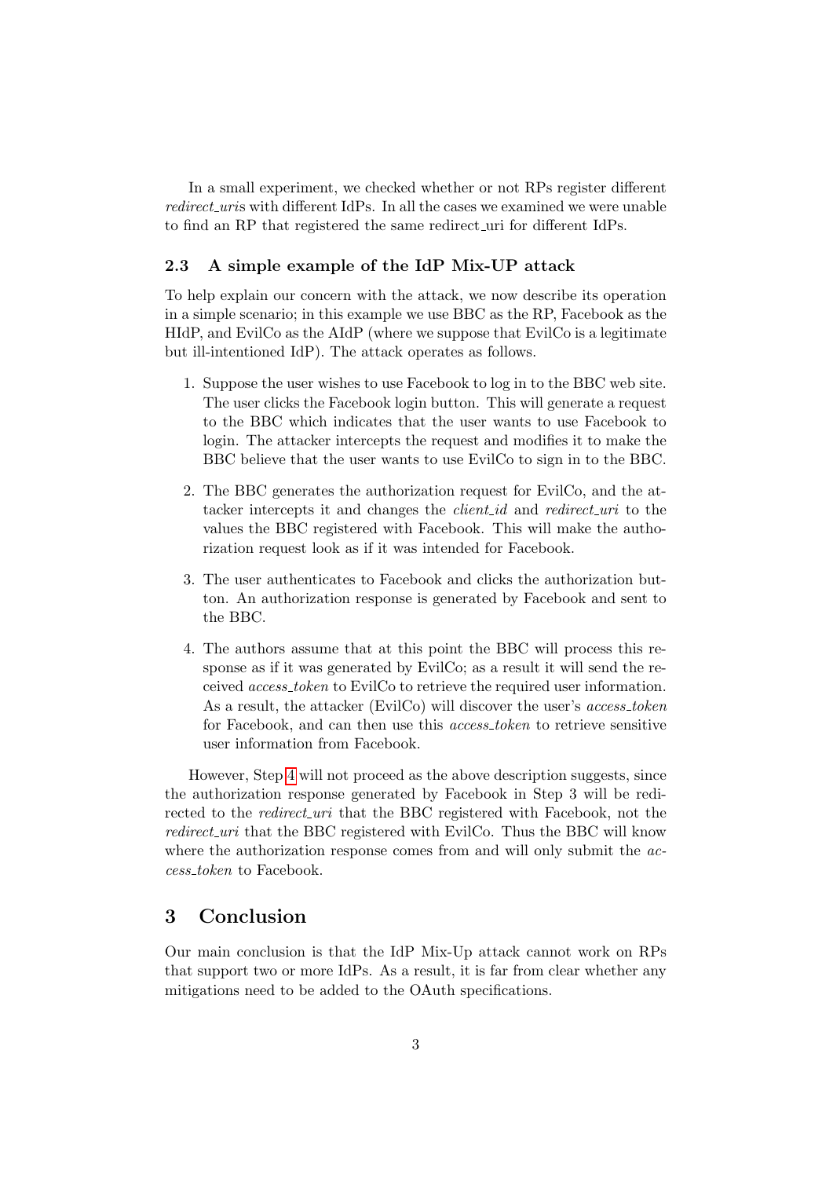In a small experiment, we checked whether or not RPs register different *redirect_uri*s with different IdPs. In all the cases we examined we were unable to find an RP that registered the same redirect_uri for different IdPs.

### 2.3 A simple example of the IdP Mix-UP attack

To help explain our concern with the attack, we now describe its operation in a simple scenario; in this example we use BBC as the RP, Facebook as the HIdP, and EvilCo as the AIdP (where we suppose that EvilCo is a legitimate but ill-intentioned IdP). The attack operates as follows.

1. Suppose the user wishes to use Facebook to log in to the BBC web site. The user clicks the Facebook login button. This will generate a request to the BBC which indicates that the user wants to use Facebook to login. The attacker intercepts the request and modifies it to make the BBC believe that the user wants to use EvilCo to sign in to the BBC.
2. The BBC generates the authorization request for EvilCo, and the attacker intercepts it and changes the *client_id* and *redirect_uri* to the values the BBC registered with Facebook. This will make the authorization request look as if it was intended for Facebook.
3. The user authenticates to Facebook and clicks the authorization button. An authorization response is generated by Facebook and sent to the BBC.
4. The authors assume that at this point the BBC will process this response as if it was generated by EvilCo; as a result it will send the received *access_token* to EvilCo to retrieve the required user information. As a result, the attacker (EvilCo) will discover the user's *access_token* for Facebook, and can then use this *access_token* to retrieve sensitive user information from Facebook.

However, Step 4 will not proceed as the above description suggests, since the authorization response generated by Facebook in Step 3 will be redirected to the *redirect_uri* that the BBC registered with Facebook, not the *redirect_uri* that the BBC registered with EvilCo. Thus the BBC will know where the authorization response comes from and will only submit the *access_token* to Facebook.

## 3 Conclusion

Our main conclusion is that the IdP Mix-Up attack cannot work on RPs that support two or more IdPs. As a result, it is far from clear whether any mitigations need to be added to the OAuth specifications.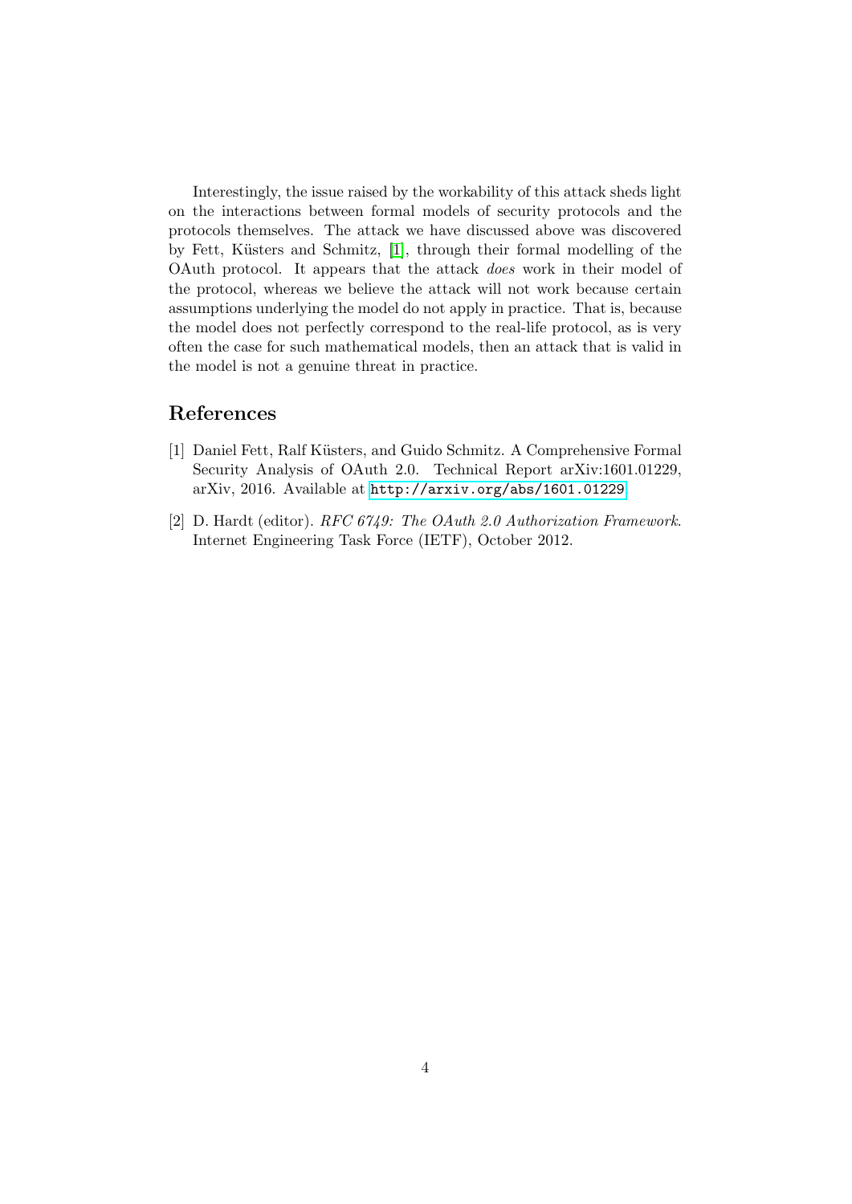Interestingly, the issue raised by the workability of this attack sheds light on the interactions between formal models of security protocols and the protocols themselves. The attack we have discussed above was discovered by Fett, Küsters and Schmitz, [1], through their formal modelling of the OAuth protocol. It appears that the attack *does* work in their model of the protocol, whereas we believe the attack will not work because certain assumptions underlying the model do not apply in practice. That is, because the model does not perfectly correspond to the real-life protocol, as is very often the case for such mathematical models, then an attack that is valid in the model is not a genuine threat in practice.

## References

[1] Daniel Fett, Ralf Küsters, and Guido Schmitz. A Comprehensive Formal Security Analysis of OAuth 2.0. Technical Report arXiv:1601.01229, arXiv, 2016. Available at `http://arxiv.org/abs/1601.01229`

[2] D. Hardt (editor). *RFC 6749: The OAuth 2.0 Authorization Framework*. Internet Engineering Task Force (IETF), October 2012.